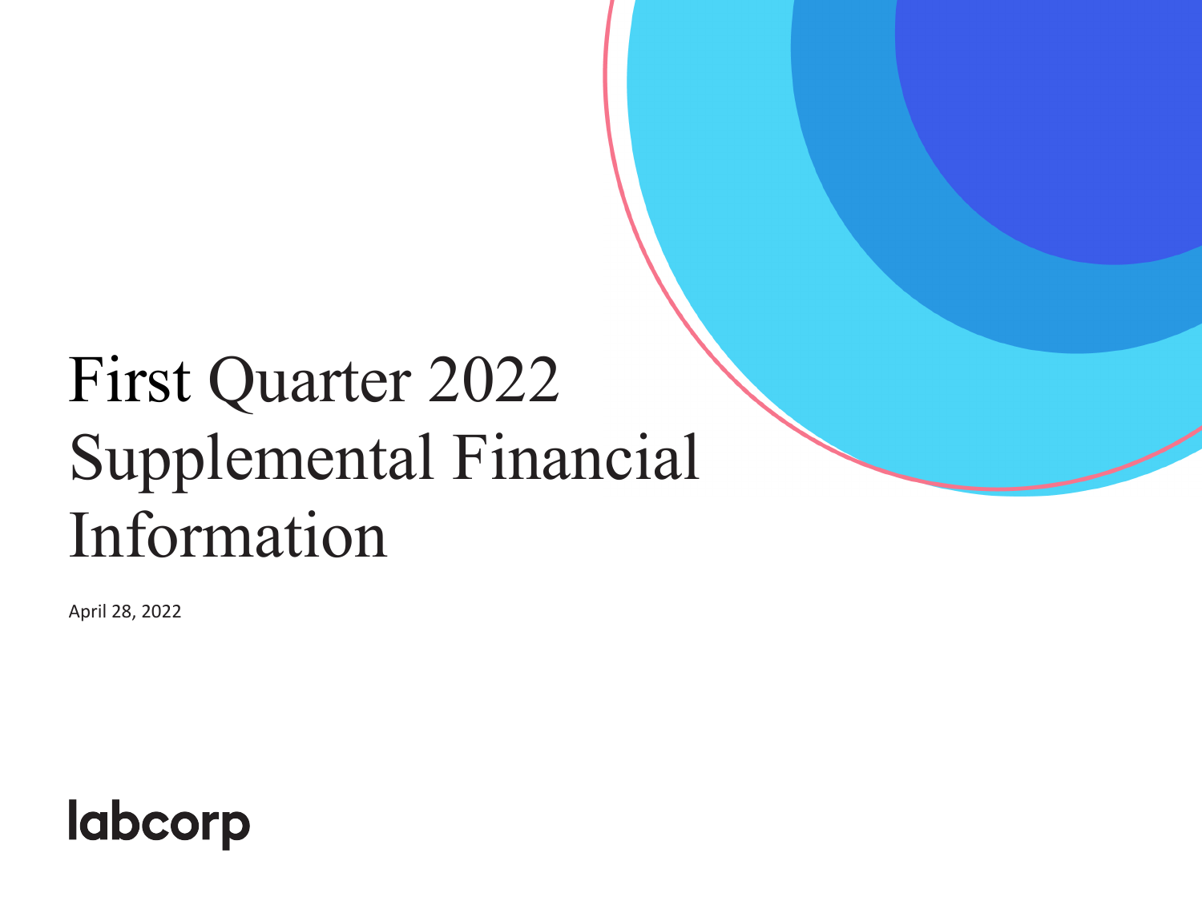# First Quarter 2022 Supplemental Financial Information

April 28, 2022

labcorp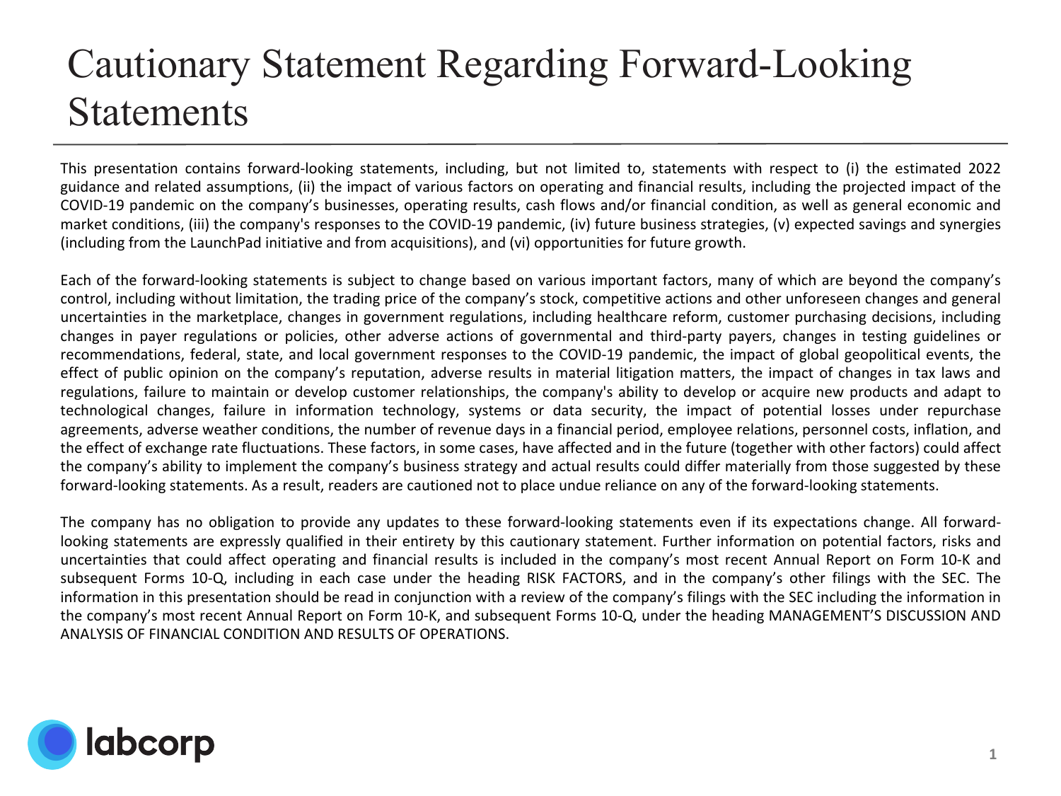# Cautionary Statement Regarding Forward-Looking Statements

This presentation contains forward-looking statements, including, but not limited to, statements with respect to (i) the estimated 2022 guidance and related assumptions, (ii) the impact of various factors on operating and financial results, including the projected impact of the COVID-19 pandemic on the company's businesses, operating results, cash flows and/or financial condition, as well as general economic and market conditions, (iii) the company's responses to the COVID-19 pandemic, (iv) future business strategies, (v) expected savings and synergies (including from the LaunchPad initiative and from acquisitions), and (vi) opportunities for future growth.

Each of the forward-looking statements is subject to change based on various important factors, many of which are beyond the company's control, including without limitation, the trading price of the company's stock, competitive actions and other unforeseen changes and general uncertainties in the marketplace, changes in government regulations, including healthcare reform, customer purchasing decisions, including changes in payer regulations or policies, other adverse actions of governmental and third-party payers, changes in testing guidelines or recommendations, federal, state, and local government responses to the COVID-19 pandemic, the impact of global geopolitical events, the effect of public opinion on the company's reputation, adverse results in material litigation matters, the impact of changes in tax laws and regulations, failure to maintain or develop customer relationships, the company's ability to develop or acquire new products and adapt to technological changes, failure in information technology, systems or data security, the impact of potential losses under repurchase agreements, adverse weather conditions, the number of revenue days in a financial period, employee relations, personnel costs, inflation, and the effect of exchange rate fluctuations. These factors, in some cases, have affected and in the future (together with other factors) could affect the company's ability to implement the company's business strategy and actual results could differ materially from those suggested by these forward-looking statements. As a result, readers are cautioned not to place undue reliance on any of the forward-looking statements.

The company has no obligation to provide any updates to these forward-looking statements even if its expectations change. All forward-looking statements are expressly qualified in their entirety by this cautionary statement. Further information on potential factors, risks and uncertainties that could affect operating and financial results is included in the company's most recent Annual Report on Form 10-K and subsequent Forms 10-Q, including in each case under the heading RISK FACTORS, and in the company's other filings with the SEC. The information in this presentation should be read in conjunction with a review of the company's filings with the SEC including the information in the company's most recent Annual Report on Form 10-K, and subsequent Forms 10-Q, under the heading MANAGEMENT'S DISCUSSION AND ANALYSIS OF FINANCIAL CONDITION AND RESULTS OF OPERATIONS.

labcorp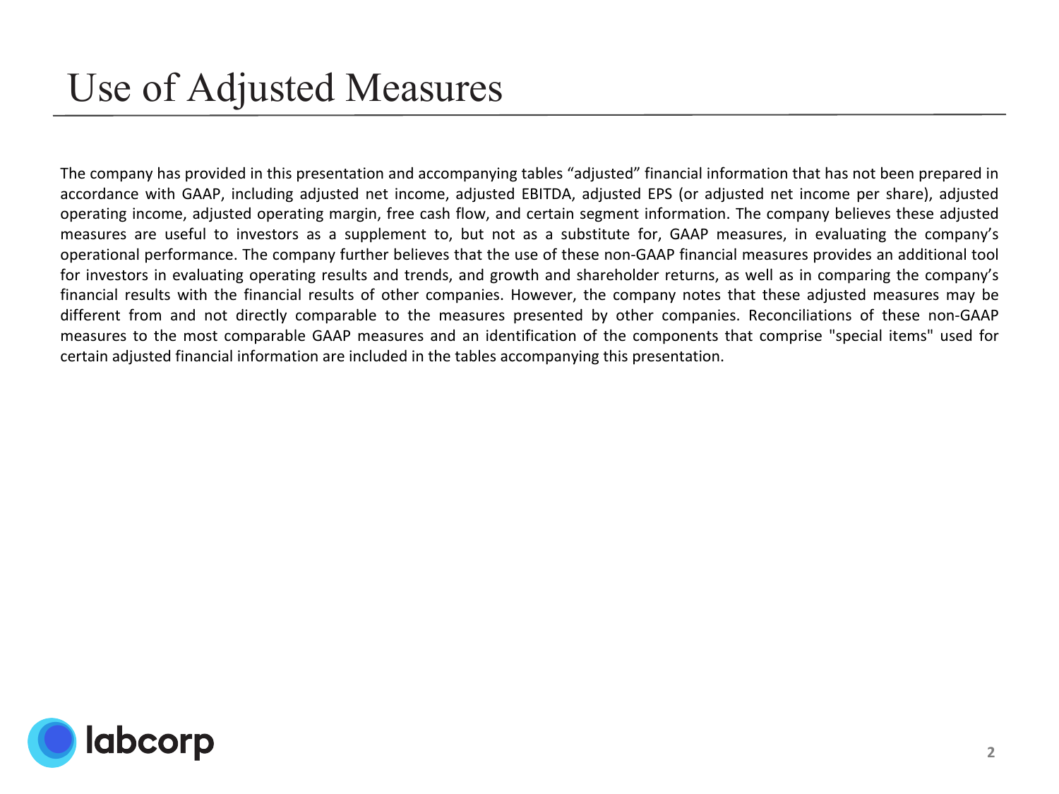# Use of Adjusted Measures

The company has provided in this presentation and accompanying tables “adjusted” financial information that has not been prepared in accordance with GAAP, including adjusted net income, adjusted EBITDA, adjusted EPS (or adjusted net income per share), adjusted operating income, adjusted operating margin, free cash flow, and certain segment information. The company believes these adjusted measures are useful to investors as a supplement to, but not as a substitute for, GAAP measures, in evaluating the company’s operational performance. The company further believes that the use of these non-GAAP financial measures provides an additional tool for investors in evaluating operating results and trends, and growth and shareholder returns, as well as in comparing the company’s financial results with the financial results of other companies. However, the company notes that these adjusted measures may be different from and not directly comparable to the measures presented by other companies. Reconciliations of these non-GAAP measures to the most comparable GAAP measures and an identification of the components that comprise "special items" used for certain adjusted financial information are included in the tables accompanying this presentation.

labcorp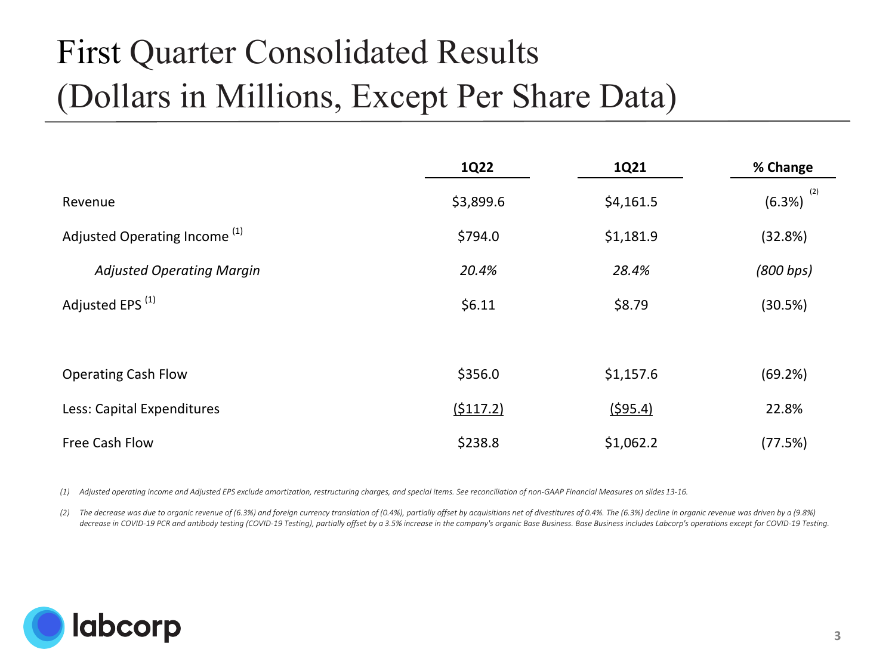# First Quarter Consolidated Results (Dollars in Millions, Except Per Share Data)

| | 1Q22 | 1Q21 | % Change |
|---|---|---|---|
| Revenue | $3,899.6 | $4,161.5 | (6.3%) [2] |
| Adjusted Operating Income [1] | $794.0 | $1,181.9 | (32.8%) |
| *Adjusted Operating Margin* | *20.4%* | *28.4%* | *(800 bps)* |
| Adjusted EPS [1] | $6.11 | $8.79 | (30.5%) |
| | | | |
| Operating Cash Flow | $356.0 | $1,157.6 | (69.2%) |
| Less: Capital Expenditures | ($117.2) | ($95.4) | 22.8% |
| Free Cash Flow | $238.8 | $1,062.2 | (77.5%) |

*(1) Adjusted operating income and Adjusted EPS exclude amortization, restructuring charges, and special items. See reconciliation of non-GAAP Financial Measures on slides 13-16.*

*(2) The decrease was due to organic revenue of (6.3%) and foreign currency translation of (0.4%), partially offset by acquisitions net of divestitures of 0.4%. The (6.3%) decline in organic revenue was driven by a (9.8%) decrease in COVID-19 PCR and antibody testing (COVID-19 Testing), partially offset by a 3.5% increase in the company's organic Base Business. Base Business includes Labcorp's operations except for COVID-19 Testing.*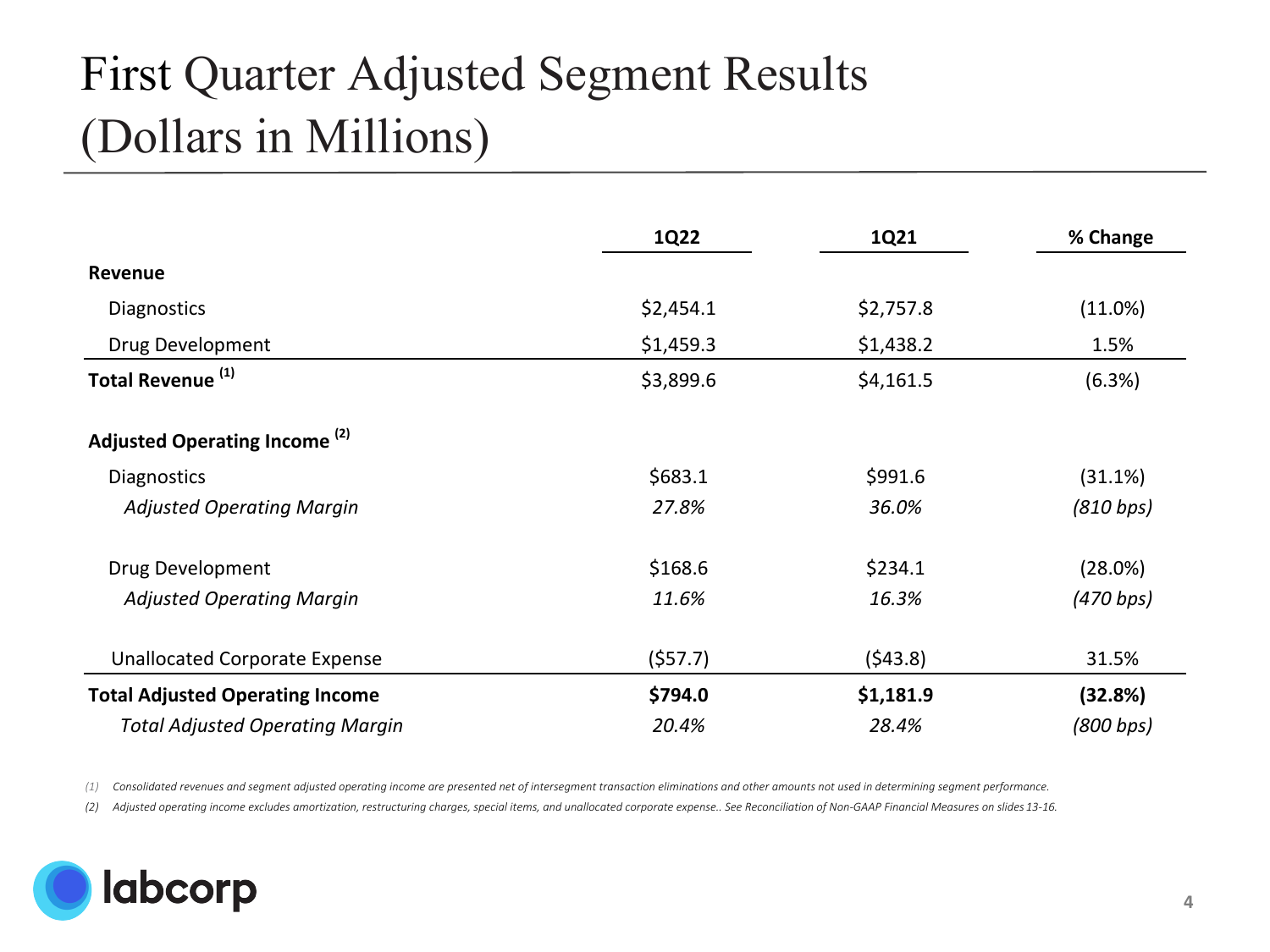# First Quarter Adjusted Segment Results (Dollars in Millions)

| | 1Q22 | 1Q21 | % Change |
|---|---|---|---|
| **Revenue** | | | |
| Diagnostics | $2,454.1 | $2,757.8 | (11.0%) |
| Drug Development | $1,459.3 | $1,438.2 | 1.5% |
| **Total Revenue** [(1)] | $3,899.6 | $4,161.5 | (6.3%) |
| | | | |
| **Adjusted Operating Income** [(2)] | | | |
| Diagnostics | $683.1 | $991.6 | (31.1%) |
| *Adjusted Operating Margin* | *27.8%* | *36.0%* | *(810 bps)* |
| | | | |
| Drug Development | $168.6 | $234.1 | (28.0%) |
| *Adjusted Operating Margin* | *11.6%* | *16.3%* | *(470 bps)* |
| | | | |
| Unallocated Corporate Expense | ($57.7) | ($43.8) | 31.5% |
| **Total Adjusted Operating Income** | **$794.0** | **$1,181.9** | **(32.8%)** |
| *Total Adjusted Operating Margin* | *20.4%* | *28.4%* | *(800 bps)* |

*(1) Consolidated revenues and segment adjusted operating income are presented net of intersegment transaction eliminations and other amounts not used in determining segment performance.*

*(2) Adjusted operating income excludes amortization, restructuring charges, special items, and unallocated corporate expense.. See Reconciliation of Non-GAAP Financial Measures on slides 13-16.*

labcorp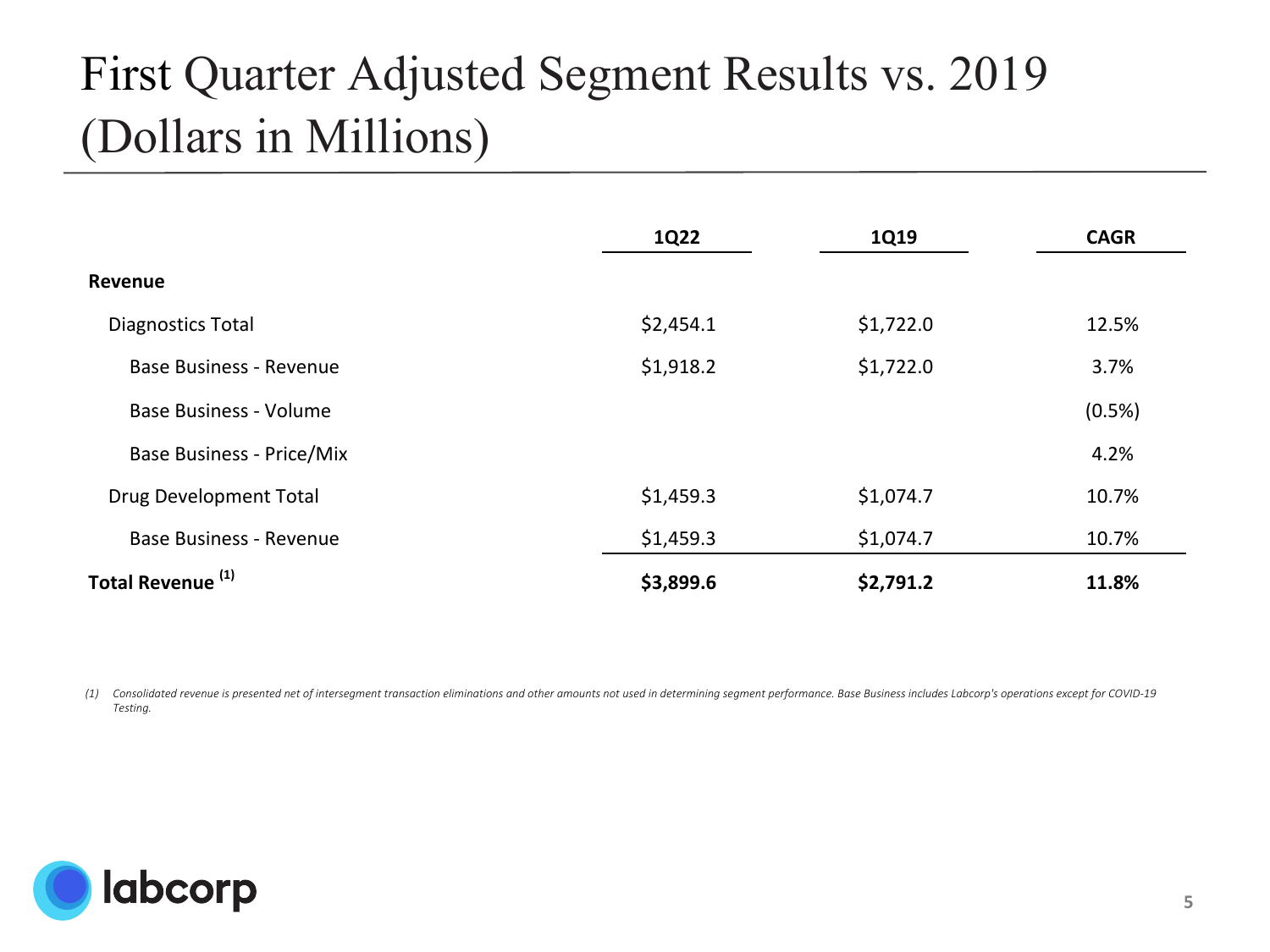# First Quarter Adjusted Segment Results vs. 2019 (Dollars in Millions)

| | 1Q22 | 1Q19 | CAGR |
|---|---|---|---|
| **Revenue** | | | |
| Diagnostics Total | $2,454.1 | $1,722.0 | 12.5% |
| Base Business - Revenue | $1,918.2 | $1,722.0 | 3.7% |
| Base Business - Volume | | | (0.5%) |
| Base Business - Price/Mix | | | 4.2% |
| Drug Development Total | $1,459.3 | $1,074.7 | 10.7% |
| Base Business - Revenue | $1,459.3 | $1,074.7 | 10.7% |
| **Total Revenue [(1)]** | **$3,899.6** | **$2,791.2** | **11.8%** |

*(1) Consolidated revenue is presented net of intersegment transaction eliminations and other amounts not used in determining segment performance. Base Business includes Labcorp's operations except for COVID-19 Testing.*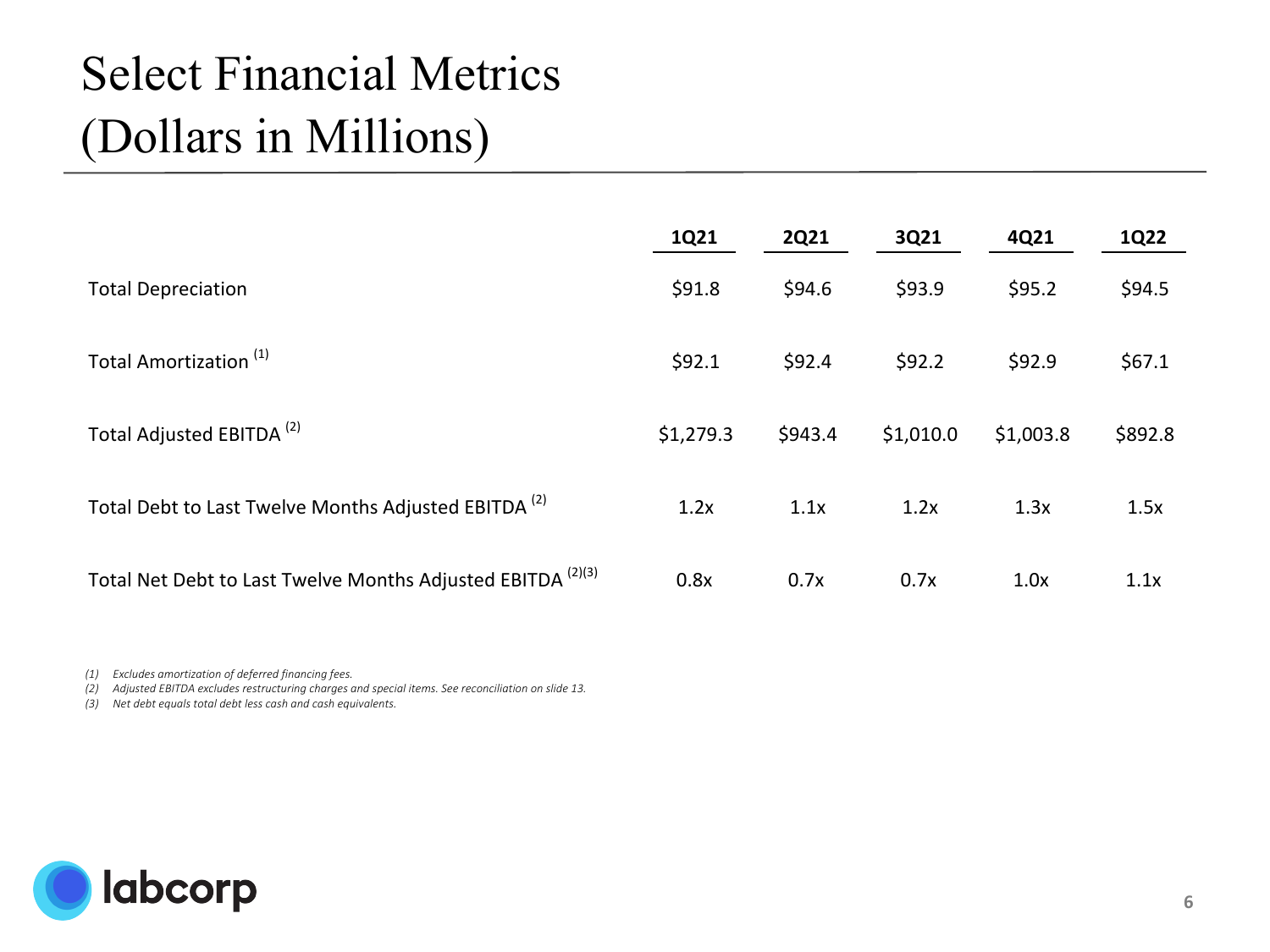# Select Financial Metrics (Dollars in Millions)

| | 1Q21 | 2Q21 | 3Q21 | 4Q21 | 1Q22 |
|---|---|---|---|---|---|
| Total Depreciation | $91.8 | $94.6 | $93.9 | $95.2 | $94.5 |
| Total Amortization (1) | $92.1 | $92.4 | $92.2 | $92.9 | $67.1 |
| Total Adjusted EBITDA (2) | $1,279.3 | $943.4 | $1,010.0 | $1,003.8 | $892.8 |
| Total Debt to Last Twelve Months Adjusted EBITDA (2) | 1.2x | 1.1x | 1.2x | 1.3x | 1.5x |
| Total Net Debt to Last Twelve Months Adjusted EBITDA (2)(3) | 0.8x | 0.7x | 0.7x | 1.0x | 1.1x |

*(1) Excludes amortization of deferred financing fees.*

*(2) Adjusted EBITDA excludes restructuring charges and special items. See reconciliation on slide 13.*

*(3) Net debt equals total debt less cash and cash equivalents.*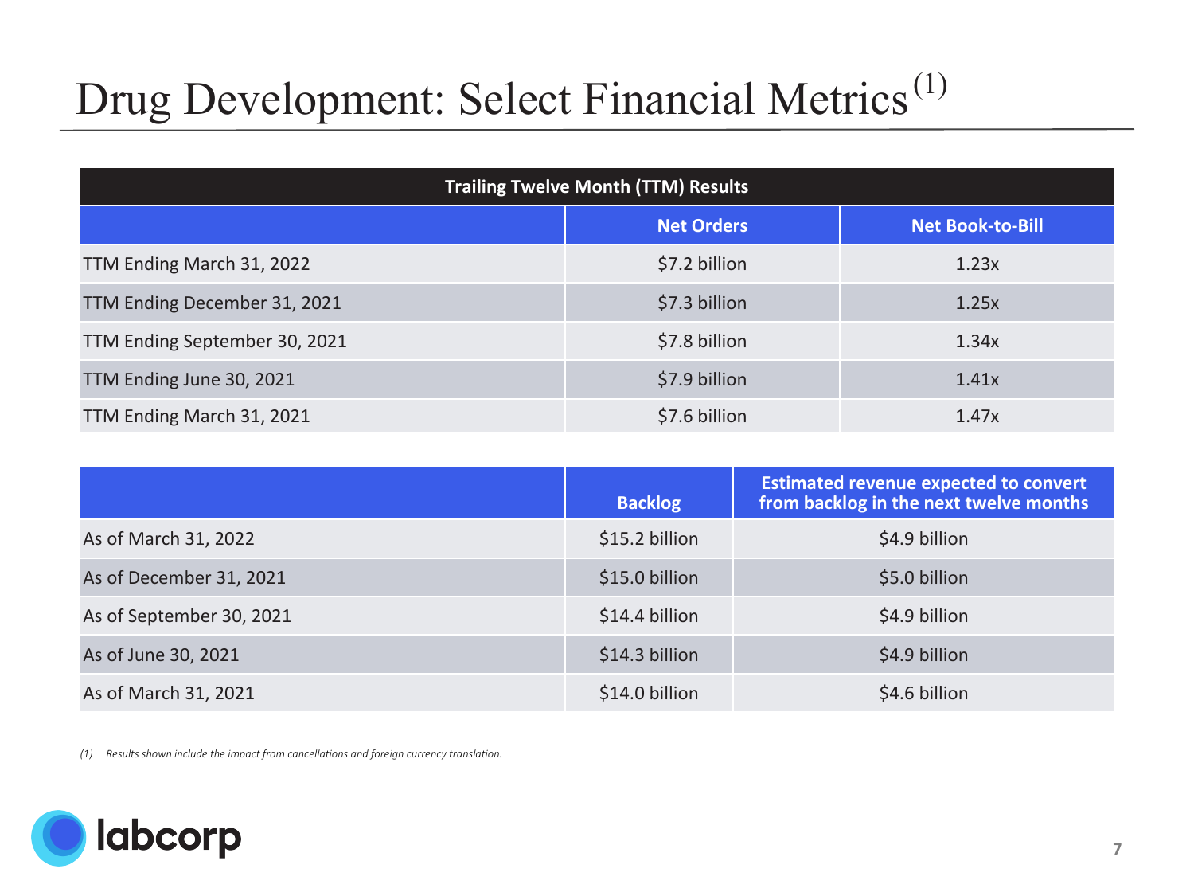# Drug Development: Select Financial Metrics[1]

| Trailing Twelve Month (TTM) Results | | |
|---|---|---|
| | **Net Orders** | **Net Book-to-Bill** |
| TTM Ending March 31, 2022 | $7.2 billion | 1.23x |
| TTM Ending December 31, 2021 | $7.3 billion | 1.25x |
| TTM Ending September 30, 2021 | $7.8 billion | 1.34x |
| TTM Ending June 30, 2021 | $7.9 billion | 1.41x |
| TTM Ending March 31, 2021 | $7.6 billion | 1.47x |

| | **Backlog** | **Estimated revenue expected to convert from backlog in the next twelve months** |
|---|---|---|
| As of March 31, 2022 | $15.2 billion | $4.9 billion |
| As of December 31, 2021 | $15.0 billion | $5.0 billion |
| As of September 30, 2021 | $14.4 billion | $4.9 billion |
| As of June 30, 2021 | $14.3 billion | $4.9 billion |
| As of March 31, 2021 | $14.0 billion | $4.6 billion |

*(1) Results shown include the impact from cancellations and foreign currency translation.*

labcorp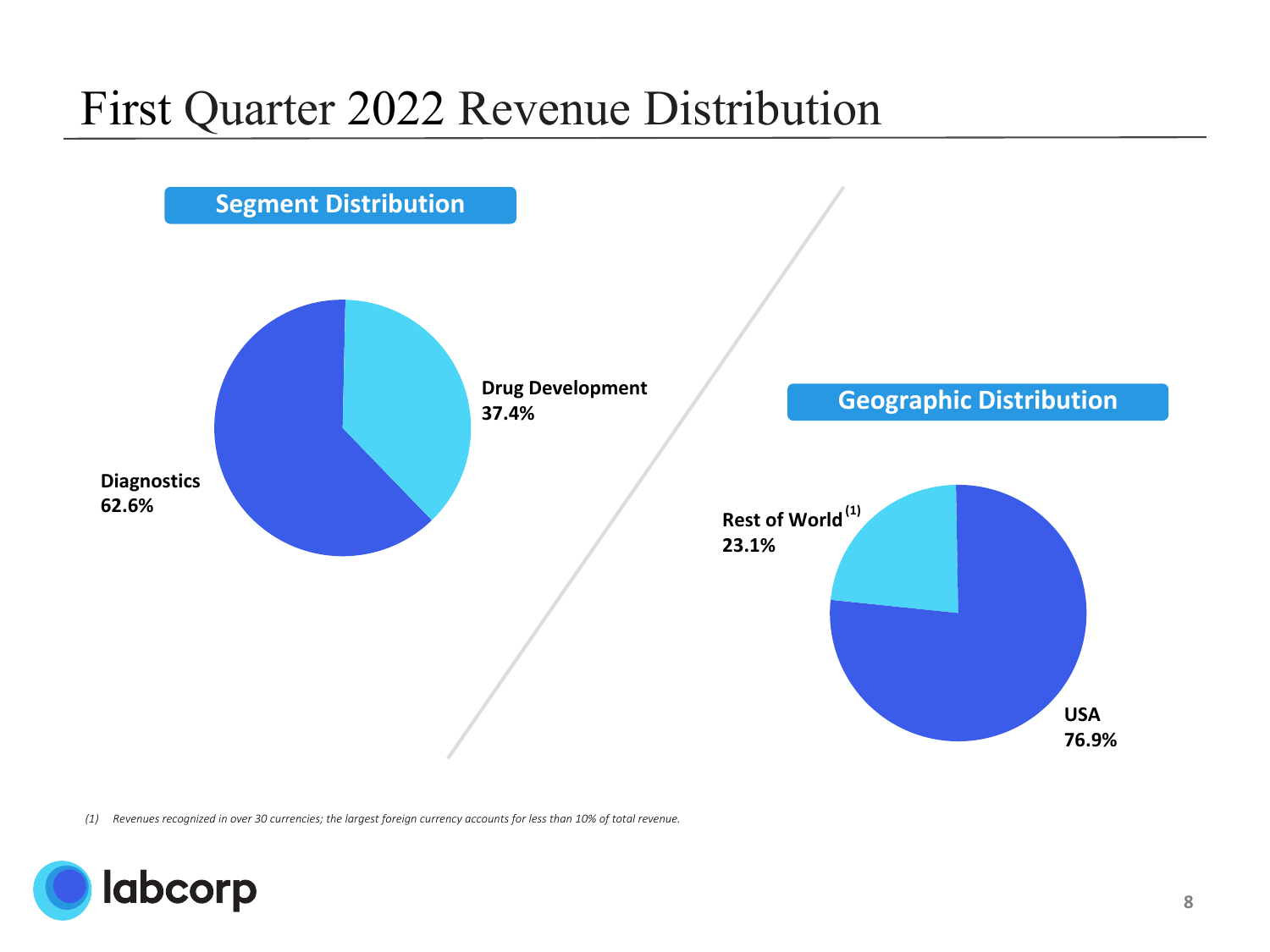# First Quarter 2022 Revenue Distribution

## Segment Distribution

**Drug Development**
**37.4%**

**Diagnostics**
**62.6%**

## Geographic Distribution

**Rest of World** [1]
**23.1%**

**USA**
**76.9%**

*(1) Revenues recognized in over 30 currencies; the largest foreign currency accounts for less than 10% of total revenue.*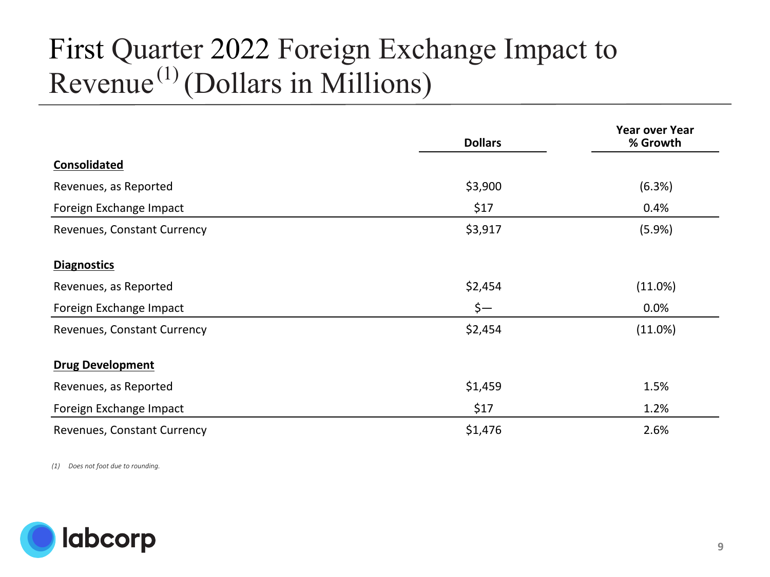# First Quarter 2022 Foreign Exchange Impact to Revenue[1] (Dollars in Millions)

| | Dollars | Year over Year % Growth |
|---|---|---|
| **Consolidated** | | |
| Revenues, as Reported | $3,900 | (6.3%) |
| Foreign Exchange Impact | $17 | 0.4% |
| Revenues, Constant Currency | $3,917 | (5.9%) |
| **Diagnostics** | | |
| Revenues, as Reported | $2,454 | (11.0%) |
| Foreign Exchange Impact | $— | 0.0% |
| Revenues, Constant Currency | $2,454 | (11.0%) |
| **Drug Development** | | |
| Revenues, as Reported | $1,459 | 1.5% |
| Foreign Exchange Impact | $17 | 1.2% |
| Revenues, Constant Currency | $1,476 | 2.6% |

*(1) Does not foot due to rounding.*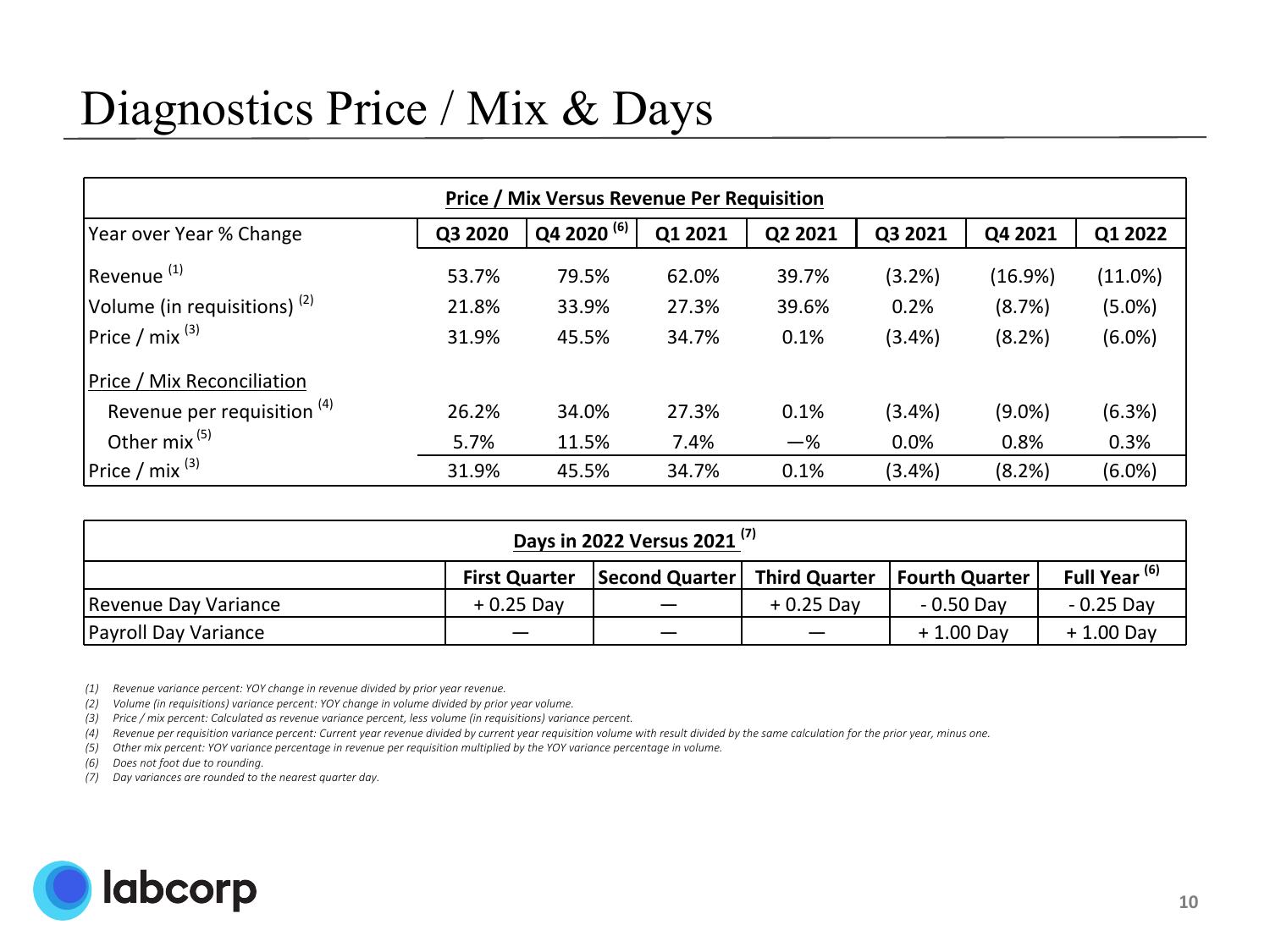# Diagnostics Price / Mix & Days

| Price / Mix Versus Revenue Per Requisition | | | | | | | |
|---|---|---|---|---|---|---|---|
| Year over Year % Change | Q3 2020 | Q4 2020 [6] | Q1 2021 | Q2 2021 | Q3 2021 | Q4 2021 | Q1 2022 |
| Revenue [1] | 53.7% | 79.5% | 62.0% | 39.7% | (3.2%) | (16.9%) | (11.0%) |
| Volume (in requisitions) [2] | 21.8% | 33.9% | 27.3% | 39.6% | 0.2% | (8.7%) | (5.0%) |
| Price / mix [3] | 31.9% | 45.5% | 34.7% | 0.1% | (3.4%) | (8.2%) | (6.0%) |
| Price / Mix Reconciliation | | | | | | | |
| Revenue per requisition [4] | 26.2% | 34.0% | 27.3% | 0.1% | (3.4%) | (9.0%) | (6.3%) |
| Other mix [5] | 5.7% | 11.5% | 7.4% | —% | 0.0% | 0.8% | 0.3% |
| Price / mix [3] | 31.9% | 45.5% | 34.7% | 0.1% | (3.4%) | (8.2%) | (6.0%) |

| Days in 2022 Versus 2021 [7] | | | | | |
|---|---|---|---|---|---|
| | First Quarter | Second Quarter | Third Quarter | Fourth Quarter | Full Year [6] |
| Revenue Day Variance | + 0.25 Day | — | + 0.25 Day | - 0.50 Day | - 0.25 Day |
| Payroll Day Variance | — | — | — | + 1.00 Day | + 1.00 Day |

*(1) Revenue variance percent: YOY change in revenue divided by prior year revenue.*
*(2) Volume (in requisitions) variance percent: YOY change in volume divided by prior year volume.*
*(3) Price / mix percent: Calculated as revenue variance percent, less volume (in requisitions) variance percent.*
*(4) Revenue per requisition variance percent: Current year revenue divided by current year requisition volume with result divided by the same calculation for the prior year, minus one.*
*(5) Other mix percent: YOY variance percentage in revenue per requisition multiplied by the YOY variance percentage in volume.*
*(6) Does not foot due to rounding.*
*(7) Day variances are rounded to the nearest quarter day.*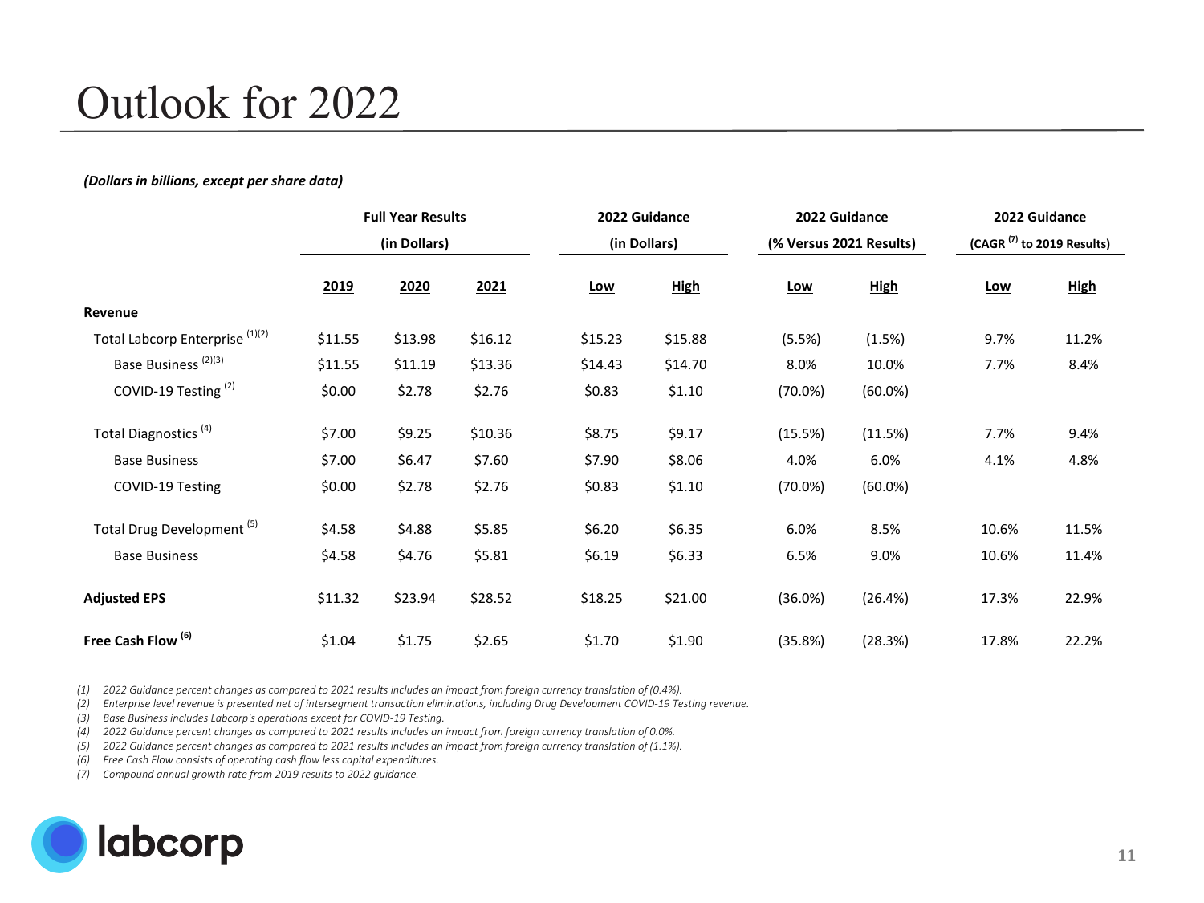# Outlook for 2022

***(Dollars in billions, except per share data)***

| | Full Year Results (in Dollars) | | | 2022 Guidance (in Dollars) | | 2022 Guidance (% Versus 2021 Results) | | 2022 Guidance (CAGR [7] to 2019 Results) | |
|---|---|---|---|---|---|---|---|---|---|
| | **2019** | **2020** | **2021** | **Low** | **High** | **Low** | **High** | **Low** | **High** |
| **Revenue** | | | | | | | | | |
| Total Labcorp Enterprise [1][2] | $11.55 | $13.98 | $16.12 | $15.23 | $15.88 | (5.5%) | (1.5%) | 9.7% | 11.2% |
| Base Business [2][3] | $11.55 | $11.19 | $13.36 | $14.43 | $14.70 | 8.0% | 10.0% | 7.7% | 8.4% |
| COVID-19 Testing [2] | $0.00 | $2.78 | $2.76 | $0.83 | $1.10 | (70.0%) | (60.0%) | | |
| Total Diagnostics [4] | $7.00 | $9.25 | $10.36 | $8.75 | $9.17 | (15.5%) | (11.5%) | 7.7% | 9.4% |
| Base Business | $7.00 | $6.47 | $7.60 | $7.90 | $8.06 | 4.0% | 6.0% | 4.1% | 4.8% |
| COVID-19 Testing | $0.00 | $2.78 | $2.76 | $0.83 | $1.10 | (70.0%) | (60.0%) | | |
| Total Drug Development [5] | $4.58 | $4.88 | $5.85 | $6.20 | $6.35 | 6.0% | 8.5% | 10.6% | 11.5% |
| Base Business | $4.58 | $4.76 | $5.81 | $6.19 | $6.33 | 6.5% | 9.0% | 10.6% | 11.4% |
| **Adjusted EPS** | $11.32 | $23.94 | $28.52 | $18.25 | $21.00 | (36.0%) | (26.4%) | 17.3% | 22.9% |
| **Free Cash Flow [6]** | $1.04 | $1.75 | $2.65 | $1.70 | $1.90 | (35.8%) | (28.3%) | 17.8% | 22.2% |

*(1) 2022 Guidance percent changes as compared to 2021 results includes an impact from foreign currency translation of (0.4%).*
*(2) Enterprise level revenue is presented net of intersegment transaction eliminations, including Drug Development COVID-19 Testing revenue.*
*(3) Base Business includes Labcorp's operations except for COVID-19 Testing.*
*(4) 2022 Guidance percent changes as compared to 2021 results includes an impact from foreign currency translation of 0.0%.*
*(5) 2022 Guidance percent changes as compared to 2021 results includes an impact from foreign currency translation of (1.1%).*
*(6) Free Cash Flow consists of operating cash flow less capital expenditures.*
*(7) Compound annual growth rate from 2019 results to 2022 guidance.*

labcorp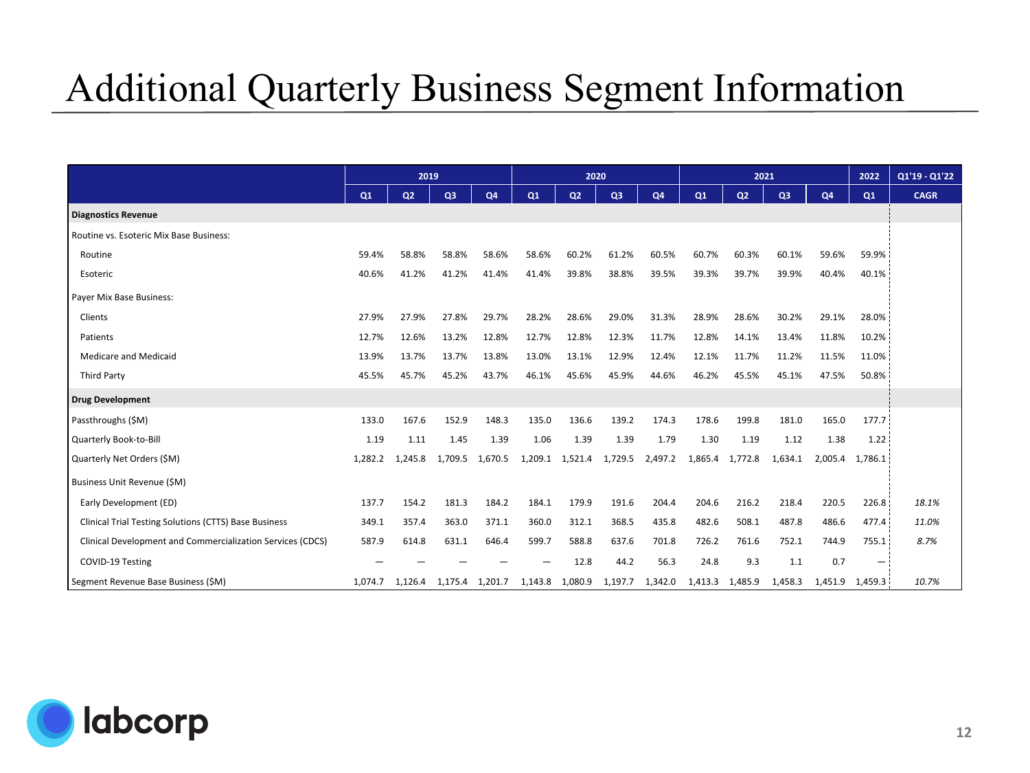# Additional Quarterly Business Segment Information

| | 2019 | | | | 2020 | | | | 2021 | | | | 2022 | Q1'19 - Q1'22 |
|---|---|---|---|---|---|---|---|---|---|---|---|---|---|---|
| | Q1 | Q2 | Q3 | Q4 | Q1 | Q2 | Q3 | Q4 | Q1 | Q2 | Q3 | Q4 | Q1 | CAGR |
| **Diagnostics Revenue** | | | | | | | | | | | | | | |
| Routine vs. Esoteric Mix Base Business: | | | | | | | | | | | | | | |
| Routine | 59.4% | 58.8% | 58.8% | 58.6% | 58.6% | 60.2% | 61.2% | 60.5% | 60.7% | 60.3% | 60.1% | 59.6% | 59.9% | |
| Esoteric | 40.6% | 41.2% | 41.2% | 41.4% | 41.4% | 39.8% | 38.8% | 39.5% | 39.3% | 39.7% | 39.9% | 40.4% | 40.1% | |
| Payer Mix Base Business: | | | | | | | | | | | | | | |
| Clients | 27.9% | 27.9% | 27.8% | 29.7% | 28.2% | 28.6% | 29.0% | 31.3% | 28.9% | 28.6% | 30.2% | 29.1% | 28.0% | |
| Patients | 12.7% | 12.6% | 13.2% | 12.8% | 12.7% | 12.8% | 12.3% | 11.7% | 12.8% | 14.1% | 13.4% | 11.8% | 10.2% | |
| Medicare and Medicaid | 13.9% | 13.7% | 13.7% | 13.8% | 13.0% | 13.1% | 12.9% | 12.4% | 12.1% | 11.7% | 11.2% | 11.5% | 11.0% | |
| Third Party | 45.5% | 45.7% | 45.2% | 43.7% | 46.1% | 45.6% | 45.9% | 44.6% | 46.2% | 45.5% | 45.1% | 47.5% | 50.8% | |
| **Drug Development** | | | | | | | | | | | | | | |
| Passthroughs ($M) | 133.0 | 167.6 | 152.9 | 148.3 | 135.0 | 136.6 | 139.2 | 174.3 | 178.6 | 199.8 | 181.0 | 165.0 | 177.7 | |
| Quarterly Book-to-Bill | 1.19 | 1.11 | 1.45 | 1.39 | 1.06 | 1.39 | 1.39 | 1.79 | 1.30 | 1.19 | 1.12 | 1.38 | 1.22 | |
| Quarterly Net Orders ($M) | 1,282.2 | 1,245.8 | 1,709.5 | 1,670.5 | 1,209.1 | 1,521.4 | 1,729.5 | 2,497.2 | 1,865.4 | 1,772.8 | 1,634.1 | 2,005.4 | 1,786.1 | |
| Business Unit Revenue ($M) | | | | | | | | | | | | | | |
| Early Development (ED) | 137.7 | 154.2 | 181.3 | 184.2 | 184.1 | 179.9 | 191.6 | 204.4 | 204.6 | 216.2 | 218.4 | 220.5 | 226.8 | *18.1%* |
| Clinical Trial Testing Solutions (CTTS) Base Business | 349.1 | 357.4 | 363.0 | 371.1 | 360.0 | 312.1 | 368.5 | 435.8 | 482.6 | 508.1 | 487.8 | 486.6 | 477.4 | *11.0%* |
| Clinical Development and Commercialization Services (CDCS) | 587.9 | 614.8 | 631.1 | 646.4 | 599.7 | 588.8 | 637.6 | 701.8 | 726.2 | 761.6 | 752.1 | 744.9 | 755.1 | *8.7%* |
| COVID-19 Testing | — | — | — | — | — | 12.8 | 44.2 | 56.3 | 24.8 | 9.3 | 1.1 | 0.7 | — | |
| Segment Revenue Base Business ($M) | 1,074.7 | 1,126.4 | 1,175.4 | 1,201.7 | 1,143.8 | 1,080.9 | 1,197.7 | 1,342.0 | 1,413.3 | 1,485.9 | 1,458.3 | 1,451.9 | 1,459.3 | *10.7%* |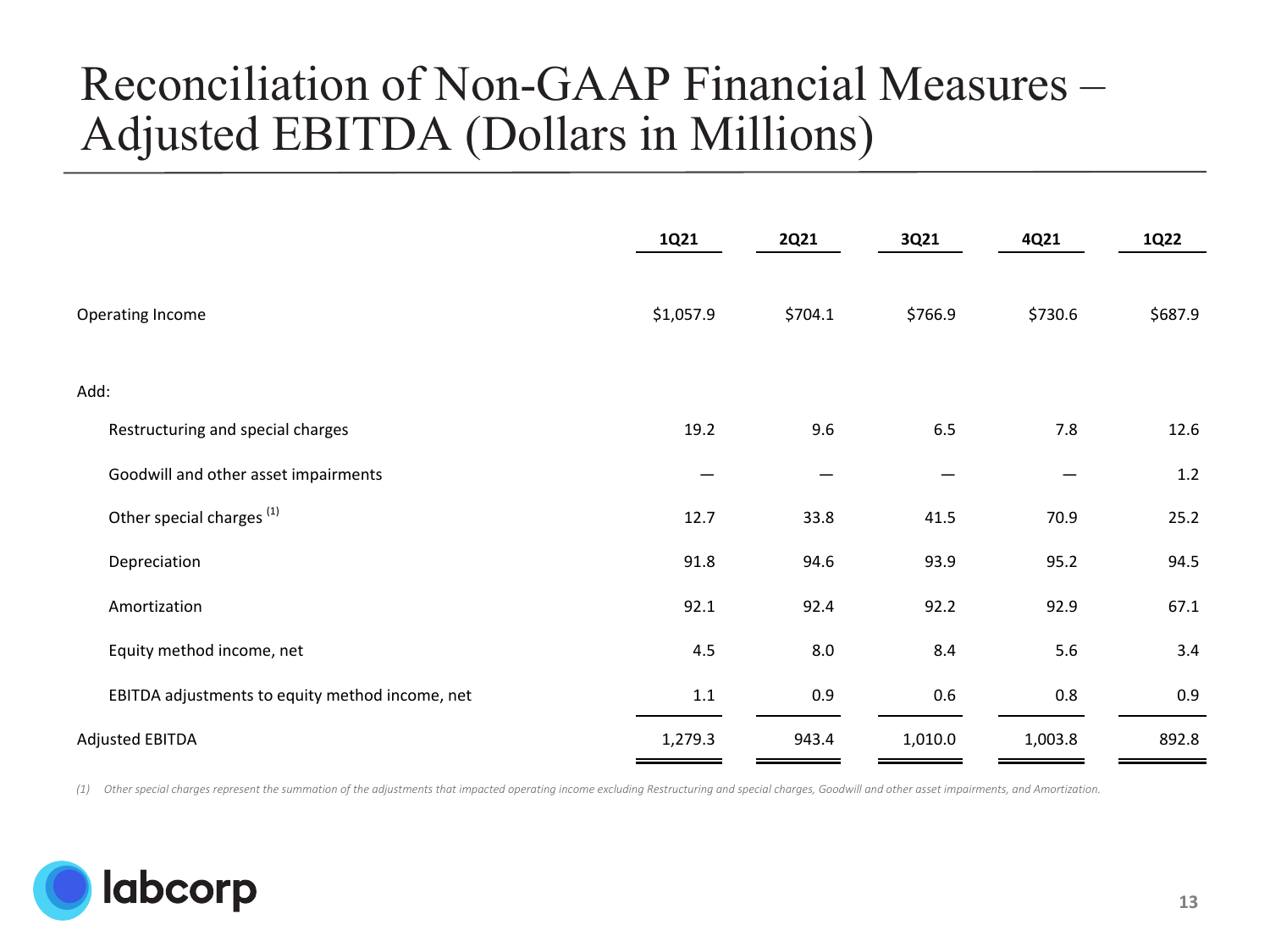# Reconciliation of Non-GAAP Financial Measures – Adjusted EBITDA (Dollars in Millions)

| | 1Q21 | 2Q21 | 3Q21 | 4Q21 | 1Q22 |
|---|---|---|---|---|---|
| Operating Income | $1,057.9 | $704.1 | $766.9 | $730.6 | $687.9 |
| Add: | | | | | |
| Restructuring and special charges | 19.2 | 9.6 | 6.5 | 7.8 | 12.6 |
| Goodwill and other asset impairments | — | — | — | — | 1.2 |
| Other special charges [1] | 12.7 | 33.8 | 41.5 | 70.9 | 25.2 |
| Depreciation | 91.8 | 94.6 | 93.9 | 95.2 | 94.5 |
| Amortization | 92.1 | 92.4 | 92.2 | 92.9 | 67.1 |
| Equity method income, net | 4.5 | 8.0 | 8.4 | 5.6 | 3.4 |
| EBITDA adjustments to equity method income, net | 1.1 | 0.9 | 0.6 | 0.8 | 0.9 |
| Adjusted EBITDA | 1,279.3 | 943.4 | 1,010.0 | 1,003.8 | 892.8 |

*(1) Other special charges represent the summation of the adjustments that impacted operating income excluding Restructuring and special charges, Goodwill and other asset impairments, and Amortization.*

labcorp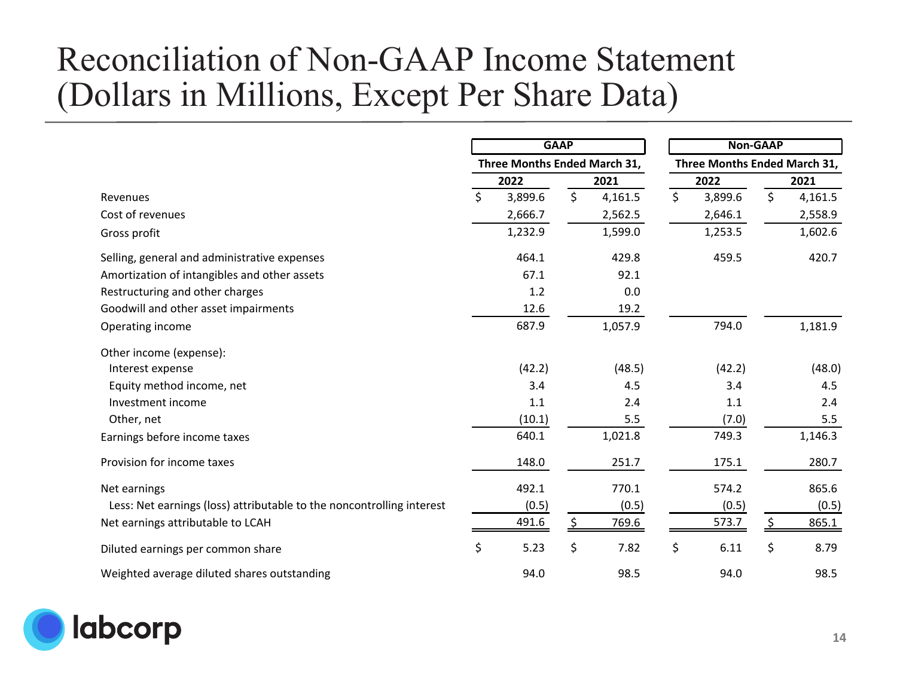# Reconciliation of Non-GAAP Income Statement (Dollars in Millions, Except Per Share Data)

| | GAAP | | Non-GAAP | |
|---|---|---|---|---|
| | Three Months Ended March 31, | | Three Months Ended March 31, | |
| | 2022 | 2021 | 2022 | 2021 |
| Revenues | $ 3,899.6 | $ 4,161.5 | $ 3,899.6 | $ 4,161.5 |
| Cost of revenues | 2,666.7 | 2,562.5 | 2,646.1 | 2,558.9 |
| Gross profit | 1,232.9 | 1,599.0 | 1,253.5 | 1,602.6 |
| Selling, general and administrative expenses | 464.1 | 429.8 | 459.5 | 420.7 |
| Amortization of intangibles and other assets | 67.1 | 92.1 | | |
| Restructuring and other charges | 1.2 | 0.0 | | |
| Goodwill and other asset impairments | 12.6 | 19.2 | | |
| Operating income | 687.9 | 1,057.9 | 794.0 | 1,181.9 |
| Other income (expense): | | | | |
| Interest expense | (42.2) | (48.5) | (42.2) | (48.0) |
| Equity method income, net | 3.4 | 4.5 | 3.4 | 4.5 |
| Investment income | 1.1 | 2.4 | 1.1 | 2.4 |
| Other, net | (10.1) | 5.5 | (7.0) | 5.5 |
| Earnings before income taxes | 640.1 | 1,021.8 | 749.3 | 1,146.3 |
| Provision for income taxes | 148.0 | 251.7 | 175.1 | 280.7 |
| Net earnings | 492.1 | 770.1 | 574.2 | 865.6 |
| Less: Net earnings (loss) attributable to the noncontrolling interest | (0.5) | (0.5) | (0.5) | (0.5) |
| Net earnings attributable to LCAH | 491.6 | $ 769.6 | 573.7 | $ 865.1 |
| Diluted earnings per common share | $ 5.23 | $ 7.82 | $ 6.11 | $ 8.79 |
| Weighted average diluted shares outstanding | 94.0 | 98.5 | 94.0 | 98.5 |

labcorp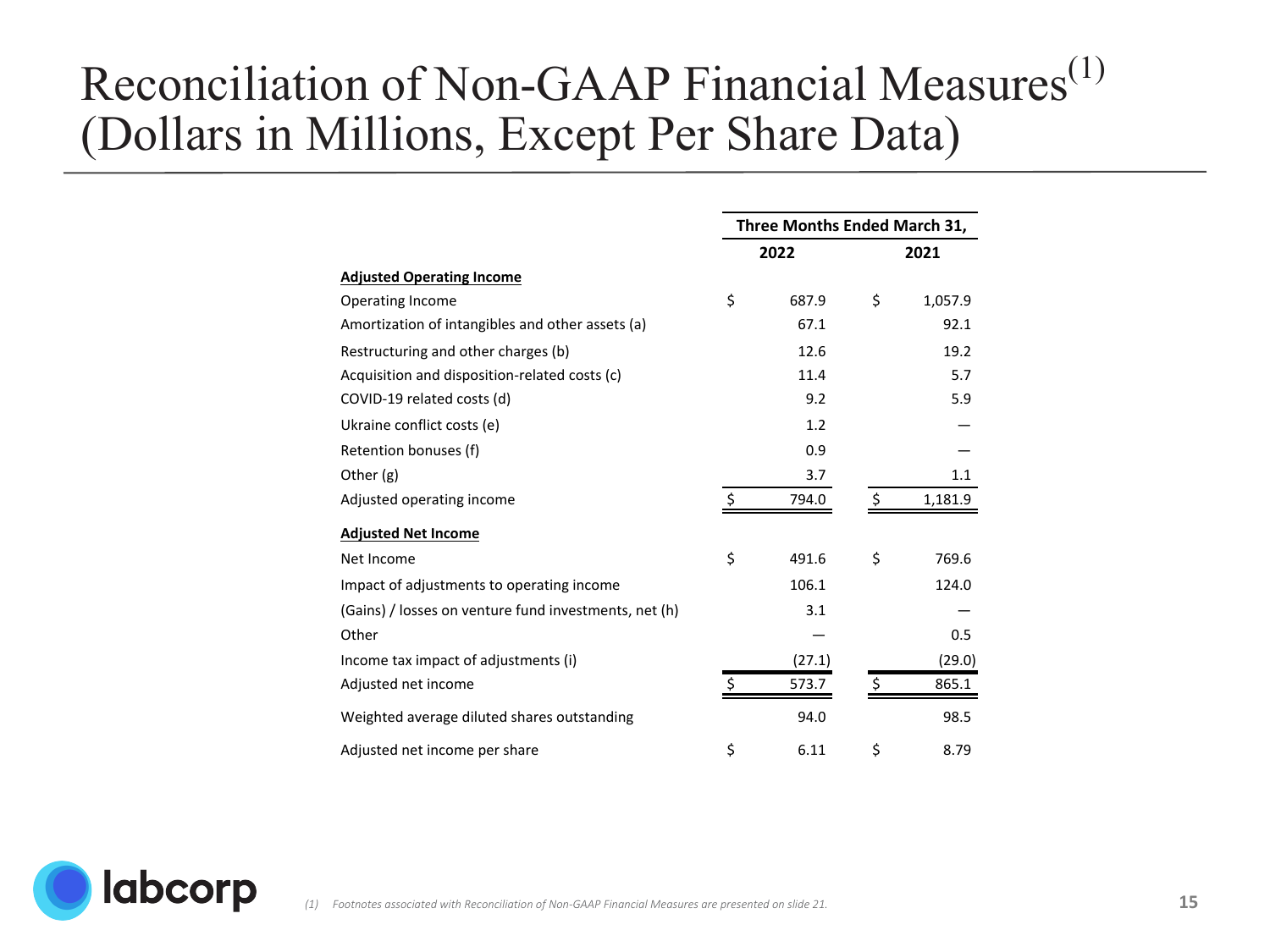# Reconciliation of Non-GAAP Financial Measures[1] (Dollars in Millions, Except Per Share Data)

| | Three Months Ended March 31, | |
|---|---|---|
| | 2022 | 2021 |
| **Adjusted Operating Income** | | |
| Operating Income | $ 687.9 | $ 1,057.9 |
| Amortization of intangibles and other assets (a) | 67.1 | 92.1 |
| Restructuring and other charges (b) | 12.6 | 19.2 |
| Acquisition and disposition-related costs (c) | 11.4 | 5.7 |
| COVID-19 related costs (d) | 9.2 | 5.9 |
| Ukraine conflict costs (e) | 1.2 | — |
| Retention bonuses (f) | 0.9 | — |
| Other (g) | 3.7 | 1.1 |
| Adjusted operating income | $ 794.0 | $ 1,181.9 |
| **Adjusted Net Income** | | |
| Net Income | $ 491.6 | $ 769.6 |
| Impact of adjustments to operating income | 106.1 | 124.0 |
| (Gains) / losses on venture fund investments, net (h) | 3.1 | — |
| Other | — | 0.5 |
| Income tax impact of adjustments (i) | (27.1) | (29.0) |
| Adjusted net income | $ 573.7 | $ 865.1 |
| Weighted average diluted shares outstanding | 94.0 | 98.5 |
| Adjusted net income per share | $ 6.11 | $ 8.79 |

*(1) Footnotes associated with Reconciliation of Non-GAAP Financial Measures are presented on slide 21.*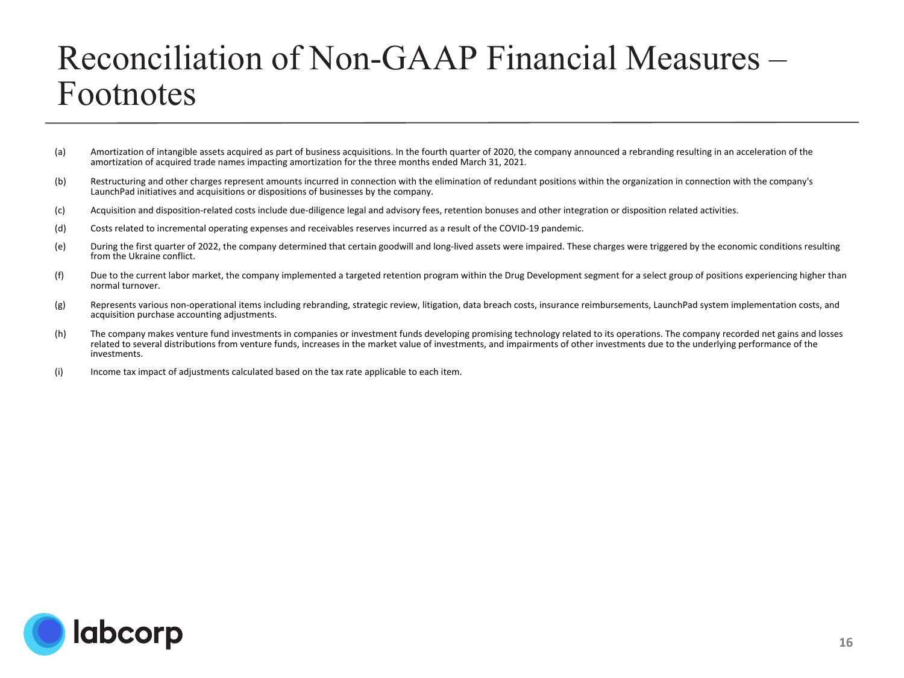# Reconciliation of Non-GAAP Financial Measures – Footnotes

(a) Amortization of intangible assets acquired as part of business acquisitions. In the fourth quarter of 2020, the company announced a rebranding resulting in an acceleration of the amortization of acquired trade names impacting amortization for the three months ended March 31, 2021.

(b) Restructuring and other charges represent amounts incurred in connection with the elimination of redundant positions within the organization in connection with the company's LaunchPad initiatives and acquisitions or dispositions of businesses by the company.

(c) Acquisition and disposition-related costs include due-diligence legal and advisory fees, retention bonuses and other integration or disposition related activities.

(d) Costs related to incremental operating expenses and receivables reserves incurred as a result of the COVID-19 pandemic.

(e) During the first quarter of 2022, the company determined that certain goodwill and long-lived assets were impaired. These charges were triggered by the economic conditions resulting from the Ukraine conflict.

(f) Due to the current labor market, the company implemented a targeted retention program within the Drug Development segment for a select group of positions experiencing higher than normal turnover.

(g) Represents various non-operational items including rebranding, strategic review, litigation, data breach costs, insurance reimbursements, LaunchPad system implementation costs, and acquisition purchase accounting adjustments.

(h) The company makes venture fund investments in companies or investment funds developing promising technology related to its operations. The company recorded net gains and losses related to several distributions from venture funds, increases in the market value of investments, and impairments of other investments due to the underlying performance of the investments.

(i) Income tax impact of adjustments calculated based on the tax rate applicable to each item.

labcorp